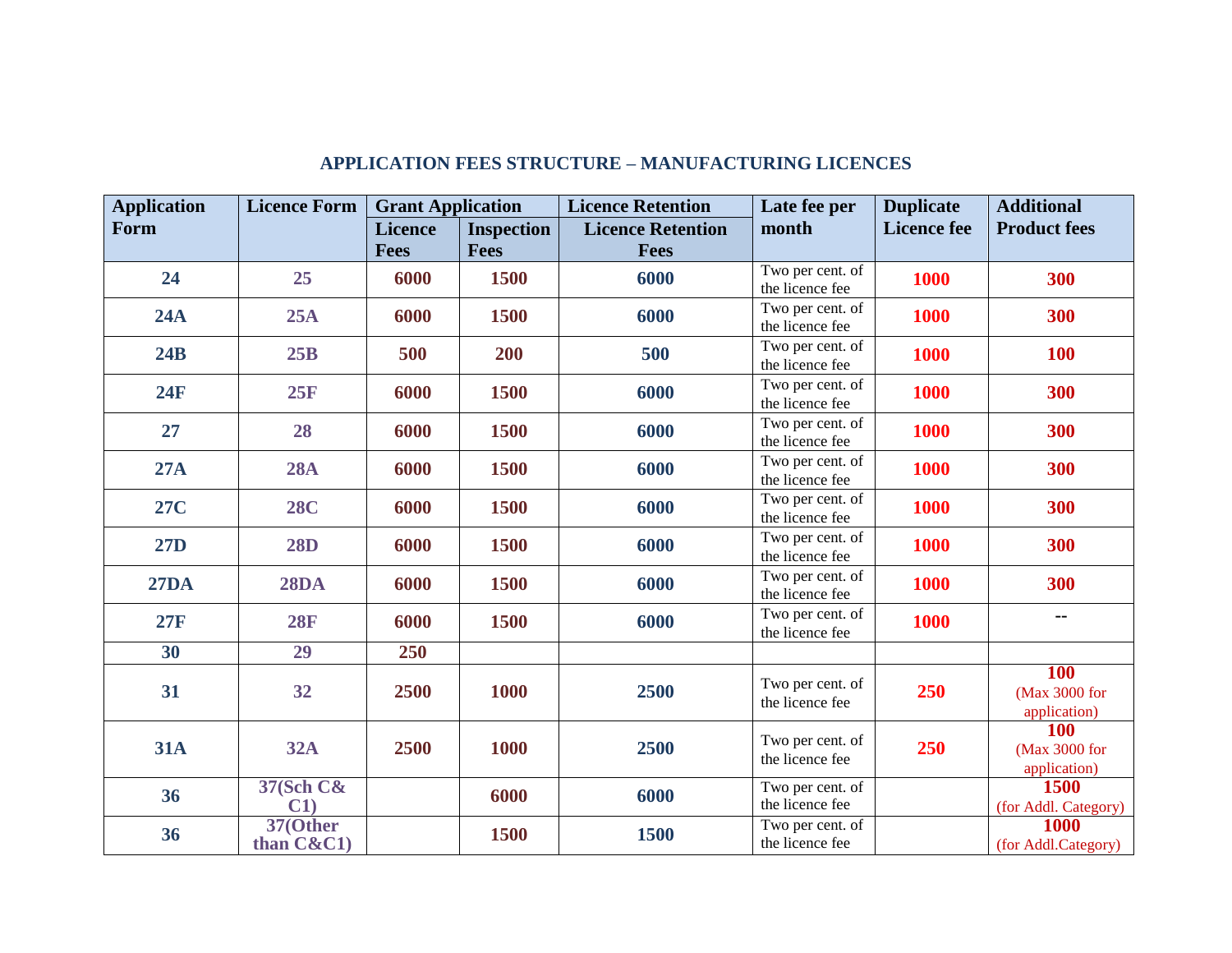## APPLICATION FEES STRUCTURE – MANUFACTURING LICENCES

| Application Form | Licence Form | Grant Application | | Licence Retention | Late fee per month | Duplicate Licence fee | Additional Product fees |
|---|---|---|---|---|---|---|---|
| | | Licence Fees | Inspection Fees | Licence Retention Fees | | | |
| **24** | **25** | **6000** | **1500** | **6000** | Two per cent. of the licence fee | **1000** | **300** |
| **24A** | **25A** | **6000** | **1500** | **6000** | Two per cent. of the licence fee | **1000** | **300** |
| **24B** | **25B** | **500** | **200** | **500** | Two per cent. of the licence fee | **1000** | **100** |
| **24F** | **25F** | **6000** | **1500** | **6000** | Two per cent. of the licence fee | **1000** | **300** |
| **27** | **28** | **6000** | **1500** | **6000** | Two per cent. of the licence fee | **1000** | **300** |
| **27A** | **28A** | **6000** | **1500** | **6000** | Two per cent. of the licence fee | **1000** | **300** |
| **27C** | **28C** | **6000** | **1500** | **6000** | Two per cent. of the licence fee | **1000** | **300** |
| **27D** | **28D** | **6000** | **1500** | **6000** | Two per cent. of the licence fee | **1000** | **300** |
| **27DA** | **28DA** | **6000** | **1500** | **6000** | Two per cent. of the licence fee | **1000** | **300** |
| **27F** | **28F** | **6000** | **1500** | **6000** | Two per cent. of the licence fee | **1000** | **--** |
| **30** | **29** | **250** | | | | | |
| **31** | **32** | **2500** | **1000** | **2500** | Two per cent. of the licence fee | **250** | **100** (Max 3000 for application) |
| **31A** | **32A** | **2500** | **1000** | **2500** | Two per cent. of the licence fee | **250** | **100** (Max 3000 for application) |
| **36** | **37(Sch C& C1)** | | **6000** | **6000** | Two per cent. of the licence fee | | **1500** (for Addl. Category) |
| **36** | **37(Other than C&C1)** | | **1500** | **1500** | Two per cent. of the licence fee | | **1000** (for Addl.Category) |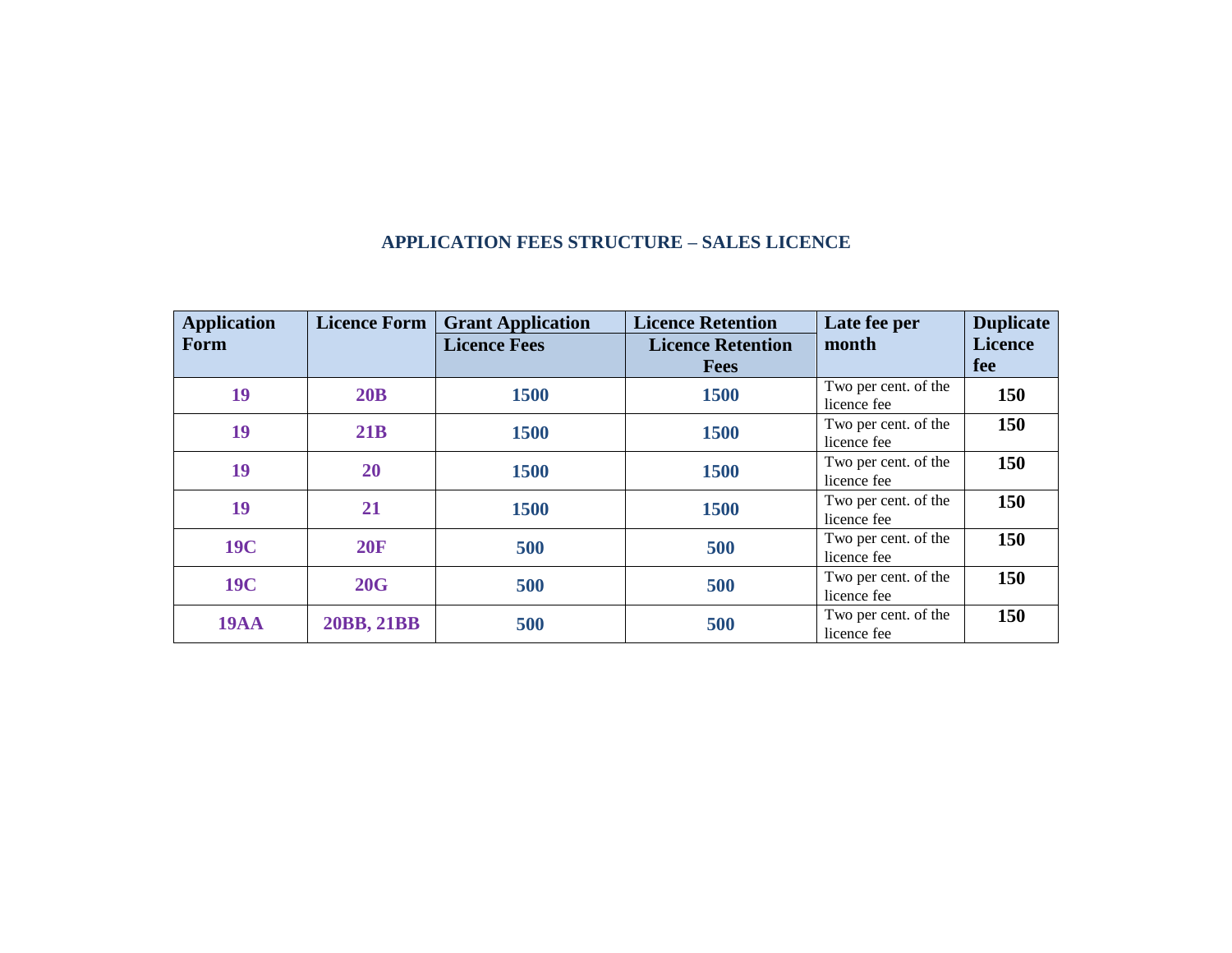## APPLICATION FEES STRUCTURE – SALES LICENCE

| Application Form | Licence Form | Grant Application | Licence Retention | Late fee per month | Duplicate Licence fee |
|---|---|---|---|---|---|
| | | Licence Fees | Licence Retention Fees | | |
| 19 | 20B | 1500 | 1500 | Two per cent. of the licence fee | 150 |
| 19 | 21B | 1500 | 1500 | Two per cent. of the licence fee | 150 |
| 19 | 20 | 1500 | 1500 | Two per cent. of the licence fee | 150 |
| 19 | 21 | 1500 | 1500 | Two per cent. of the licence fee | 150 |
| 19C | 20F | 500 | 500 | Two per cent. of the licence fee | 150 |
| 19C | 20G | 500 | 500 | Two per cent. of the licence fee | 150 |
| 19AA | 20BB, 21BB | 500 | 500 | Two per cent. of the licence fee | 150 |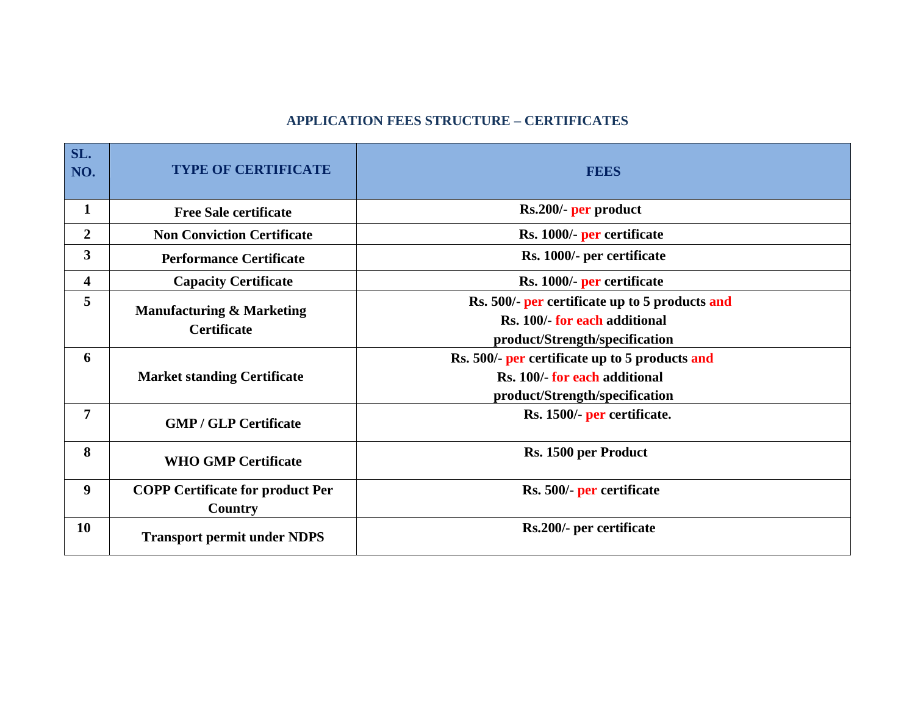## APPLICATION FEES STRUCTURE – CERTIFICATES

| SL. NO. | TYPE OF CERTIFICATE | FEES |
|---|---|---|
| 1 | Free Sale certificate | Rs.200/- per product |
| 2 | Non Conviction Certificate | Rs. 1000/- per certificate |
| 3 | Performance Certificate | Rs. 1000/- per certificate |
| 4 | Capacity Certificate | Rs. 1000/- per certificate |
| 5 | Manufacturing & Marketing Certificate | Rs. 500/- per certificate up to 5 products and Rs. 100/- for each additional product/Strength/specification |
| 6 | Market standing Certificate | Rs. 500/- per certificate up to 5 products and Rs. 100/- for each additional product/Strength/specification |
| 7 | GMP / GLP Certificate | Rs. 1500/- per certificate. |
| 8 | WHO GMP Certificate | Rs. 1500 per Product |
| 9 | COPP Certificate for product Per Country | Rs. 500/- per certificate |
| 10 | Transport permit under NDPS | Rs.200/- per certificate |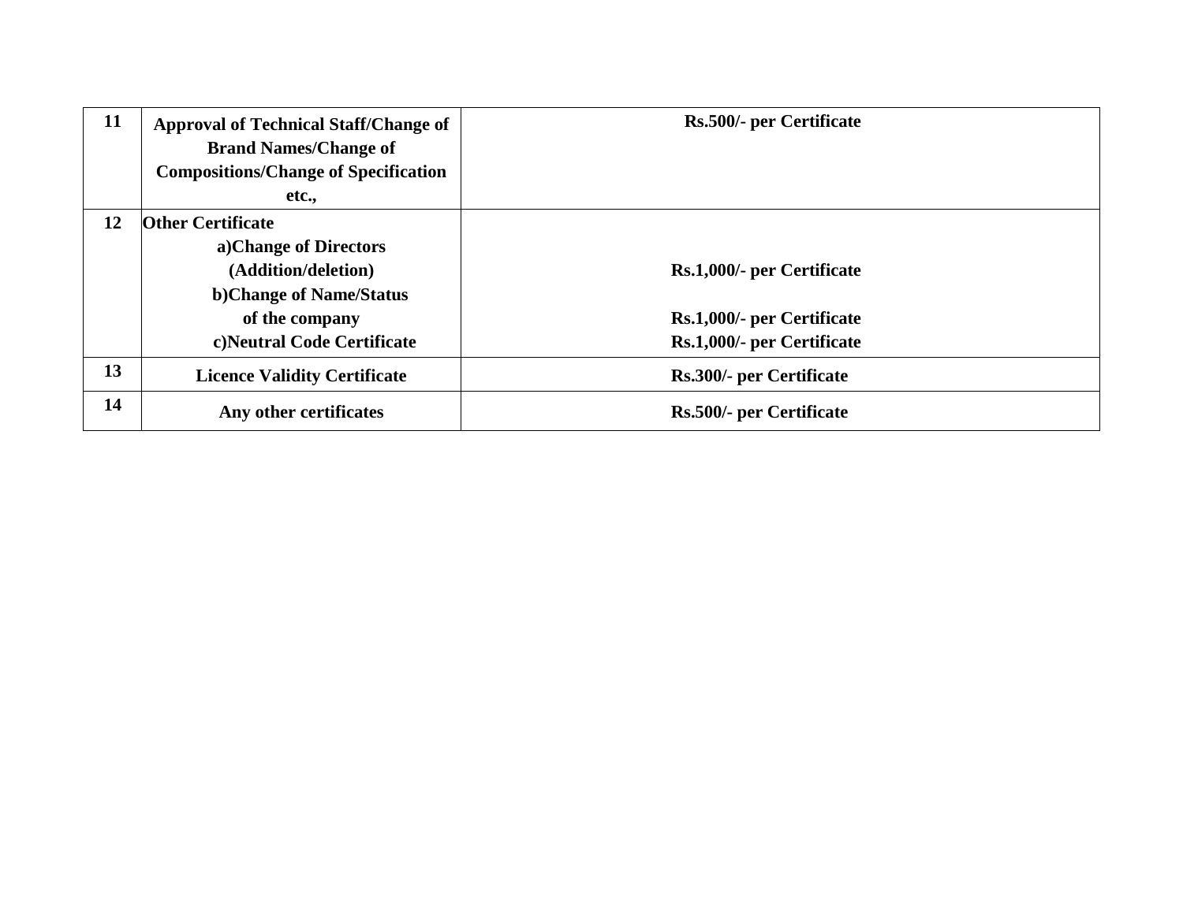| | | |
|---|---|---|
| **11** | **Approval of Technical Staff/Change of Brand Names/Change of Compositions/Change of Specification etc.,** | **Rs.500/- per Certificate** |
| **12** | **Other Certificate**<br>**a)Change of Directors (Addition/deletion)**<br>**b)Change of Name/Status of the company**<br>**c)Neutral Code Certificate** | <br>**Rs.1,000/- per Certificate**<br>**Rs.1,000/- per Certificate**<br>**Rs.1,000/- per Certificate** |
| **13** | **Licence Validity Certificate** | **Rs.300/- per Certificate** |
| **14** | **Any other certificates** | **Rs.500/- per Certificate** |